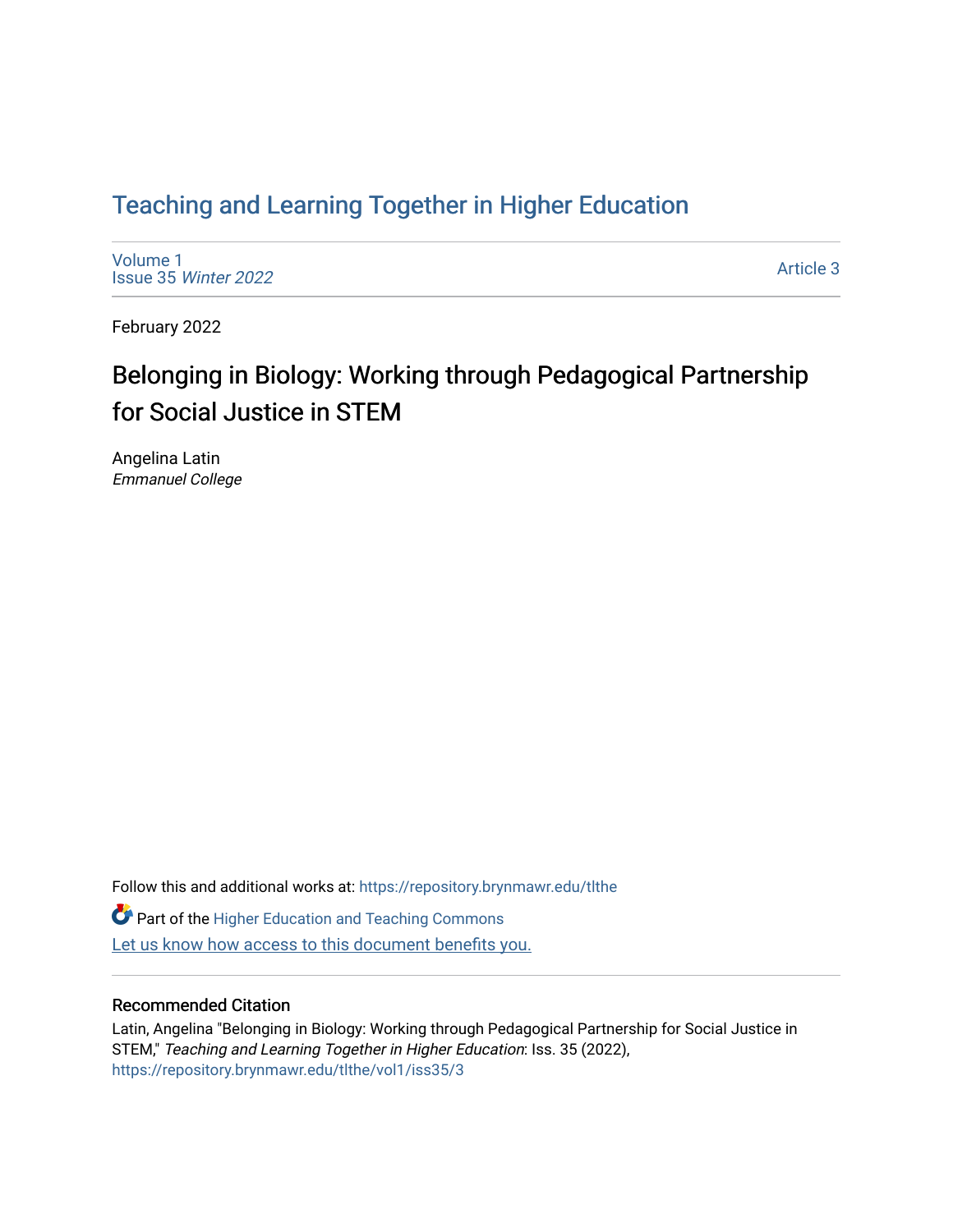# Teaching and Learning Together in Higher Education

Volume 1
Issue 35 *Winter 2022*

Article 3

February 2022

## Belonging in Biology: Working through Pedagogical Partnership for Social Justice in STEM

Angelina Latin
*Emmanuel College*

Follow this and additional works at: https://repository.brynmawr.edu/tlthe

Part of the Higher Education and Teaching Commons

Let us know how access to this document benefits you.

### Recommended Citation

Latin, Angelina "Belonging in Biology: Working through Pedagogical Partnership for Social Justice in STEM," *Teaching and Learning Together in Higher Education*: Iss. 35 (2022), https://repository.brynmawr.edu/tlthe/vol1/iss35/3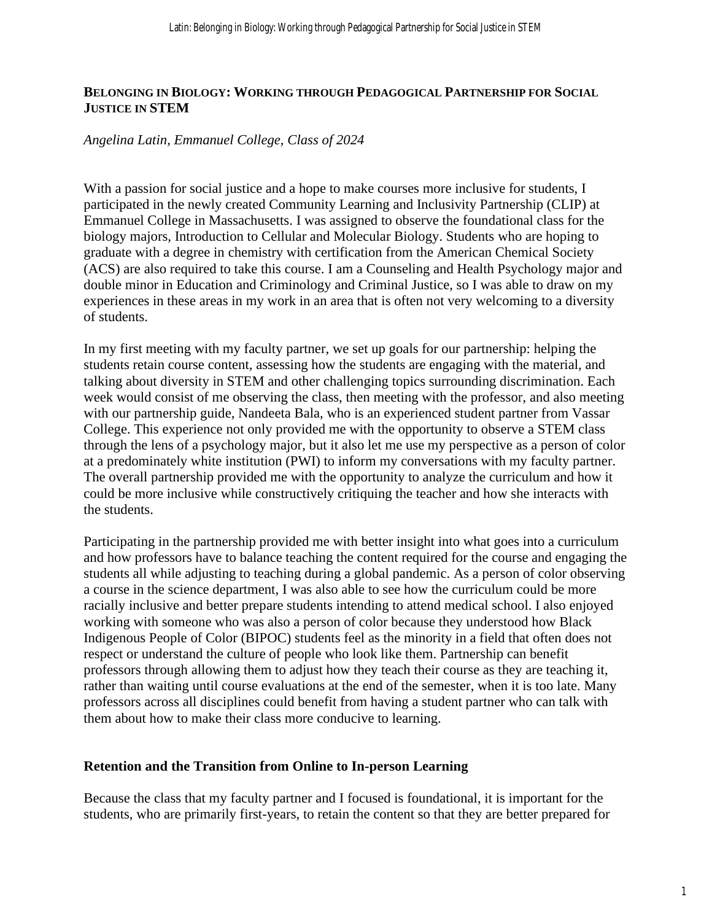## BELONGING IN BIOLOGY: WORKING THROUGH PEDAGOGICAL PARTNERSHIP FOR SOCIAL JUSTICE IN STEM

*Angelina Latin, Emmanuel College, Class of 2024*

With a passion for social justice and a hope to make courses more inclusive for students, I participated in the newly created Community Learning and Inclusivity Partnership (CLIP) at Emmanuel College in Massachusetts. I was assigned to observe the foundational class for the biology majors, Introduction to Cellular and Molecular Biology. Students who are hoping to graduate with a degree in chemistry with certification from the American Chemical Society (ACS) are also required to take this course. I am a Counseling and Health Psychology major and double minor in Education and Criminology and Criminal Justice, so I was able to draw on my experiences in these areas in my work in an area that is often not very welcoming to a diversity of students.

In my first meeting with my faculty partner, we set up goals for our partnership: helping the students retain course content, assessing how the students are engaging with the material, and talking about diversity in STEM and other challenging topics surrounding discrimination. Each week would consist of me observing the class, then meeting with the professor, and also meeting with our partnership guide, Nandeeta Bala, who is an experienced student partner from Vassar College. This experience not only provided me with the opportunity to observe a STEM class through the lens of a psychology major, but it also let me use my perspective as a person of color at a predominately white institution (PWI) to inform my conversations with my faculty partner. The overall partnership provided me with the opportunity to analyze the curriculum and how it could be more inclusive while constructively critiquing the teacher and how she interacts with the students.

Participating in the partnership provided me with better insight into what goes into a curriculum and how professors have to balance teaching the content required for the course and engaging the students all while adjusting to teaching during a global pandemic. As a person of color observing a course in the science department, I was also able to see how the curriculum could be more racially inclusive and better prepare students intending to attend medical school. I also enjoyed working with someone who was also a person of color because they understood how Black Indigenous People of Color (BIPOC) students feel as the minority in a field that often does not respect or understand the culture of people who look like them. Partnership can benefit professors through allowing them to adjust how they teach their course as they are teaching it, rather than waiting until course evaluations at the end of the semester, when it is too late. Many professors across all disciplines could benefit from having a student partner who can talk with them about how to make their class more conducive to learning.

### Retention and the Transition from Online to In-person Learning

Because the class that my faculty partner and I focused is foundational, it is important for the students, who are primarily first-years, to retain the content so that they are better prepared for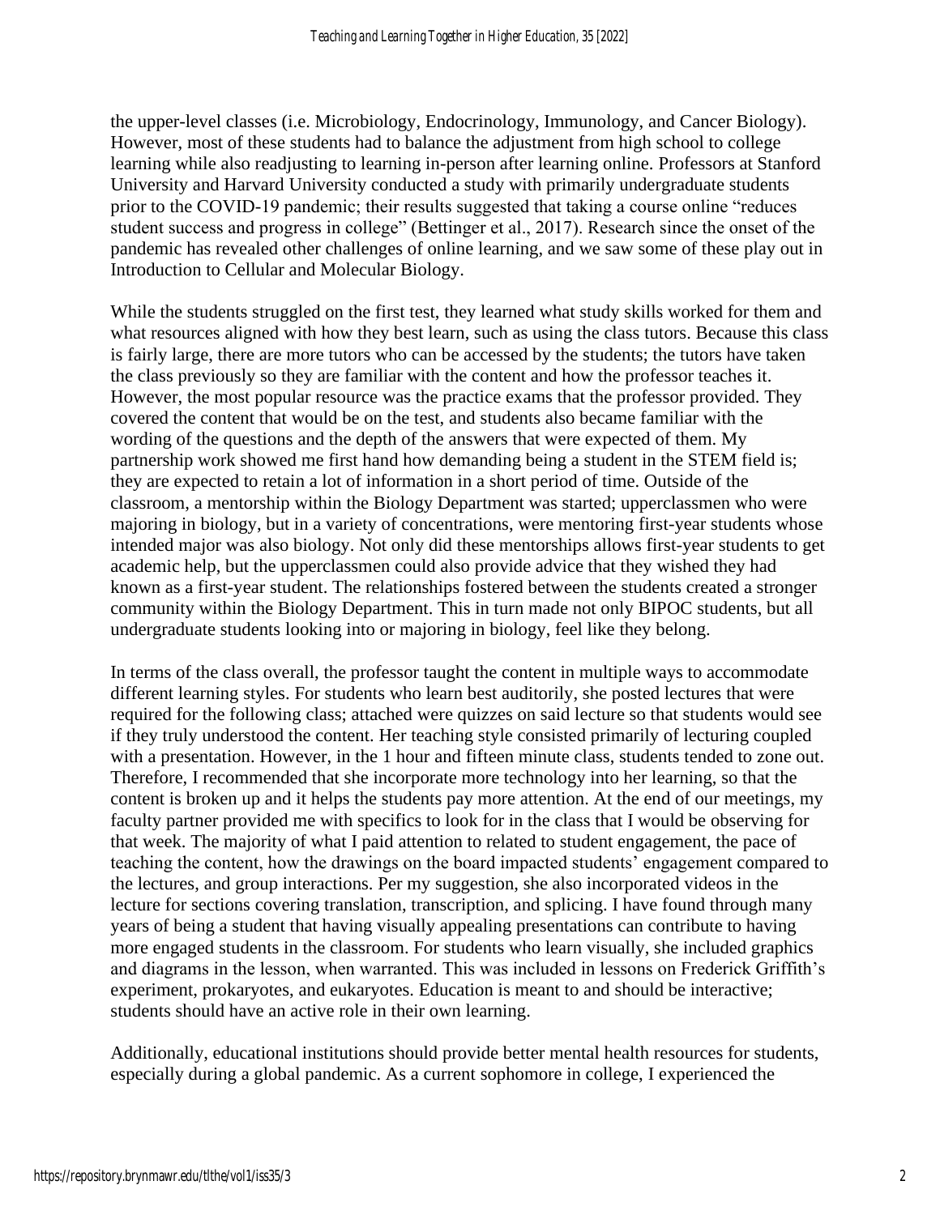the upper-level classes (i.e. Microbiology, Endocrinology, Immunology, and Cancer Biology). However, most of these students had to balance the adjustment from high school to college learning while also readjusting to learning in-person after learning online. Professors at Stanford University and Harvard University conducted a study with primarily undergraduate students prior to the COVID-19 pandemic; their results suggested that taking a course online "reduces student success and progress in college" (Bettinger et al., 2017). Research since the onset of the pandemic has revealed other challenges of online learning, and we saw some of these play out in Introduction to Cellular and Molecular Biology.

While the students struggled on the first test, they learned what study skills worked for them and what resources aligned with how they best learn, such as using the class tutors. Because this class is fairly large, there are more tutors who can be accessed by the students; the tutors have taken the class previously so they are familiar with the content and how the professor teaches it. However, the most popular resource was the practice exams that the professor provided. They covered the content that would be on the test, and students also became familiar with the wording of the questions and the depth of the answers that were expected of them. My partnership work showed me first hand how demanding being a student in the STEM field is; they are expected to retain a lot of information in a short period of time. Outside of the classroom, a mentorship within the Biology Department was started; upperclassmen who were majoring in biology, but in a variety of concentrations, were mentoring first-year students whose intended major was also biology. Not only did these mentorships allows first-year students to get academic help, but the upperclassmen could also provide advice that they wished they had known as a first-year student. The relationships fostered between the students created a stronger community within the Biology Department. This in turn made not only BIPOC students, but all undergraduate students looking into or majoring in biology, feel like they belong.

In terms of the class overall, the professor taught the content in multiple ways to accommodate different learning styles. For students who learn best auditorily, she posted lectures that were required for the following class; attached were quizzes on said lecture so that students would see if they truly understood the content. Her teaching style consisted primarily of lecturing coupled with a presentation. However, in the 1 hour and fifteen minute class, students tended to zone out. Therefore, I recommended that she incorporate more technology into her learning, so that the content is broken up and it helps the students pay more attention. At the end of our meetings, my faculty partner provided me with specifics to look for in the class that I would be observing for that week. The majority of what I paid attention to related to student engagement, the pace of teaching the content, how the drawings on the board impacted students' engagement compared to the lectures, and group interactions. Per my suggestion, she also incorporated videos in the lecture for sections covering translation, transcription, and splicing. I have found through many years of being a student that having visually appealing presentations can contribute to having more engaged students in the classroom. For students who learn visually, she included graphics and diagrams in the lesson, when warranted. This was included in lessons on Frederick Griffith's experiment, prokaryotes, and eukaryotes. Education is meant to and should be interactive; students should have an active role in their own learning.

Additionally, educational institutions should provide better mental health resources for students, especially during a global pandemic. As a current sophomore in college, I experienced the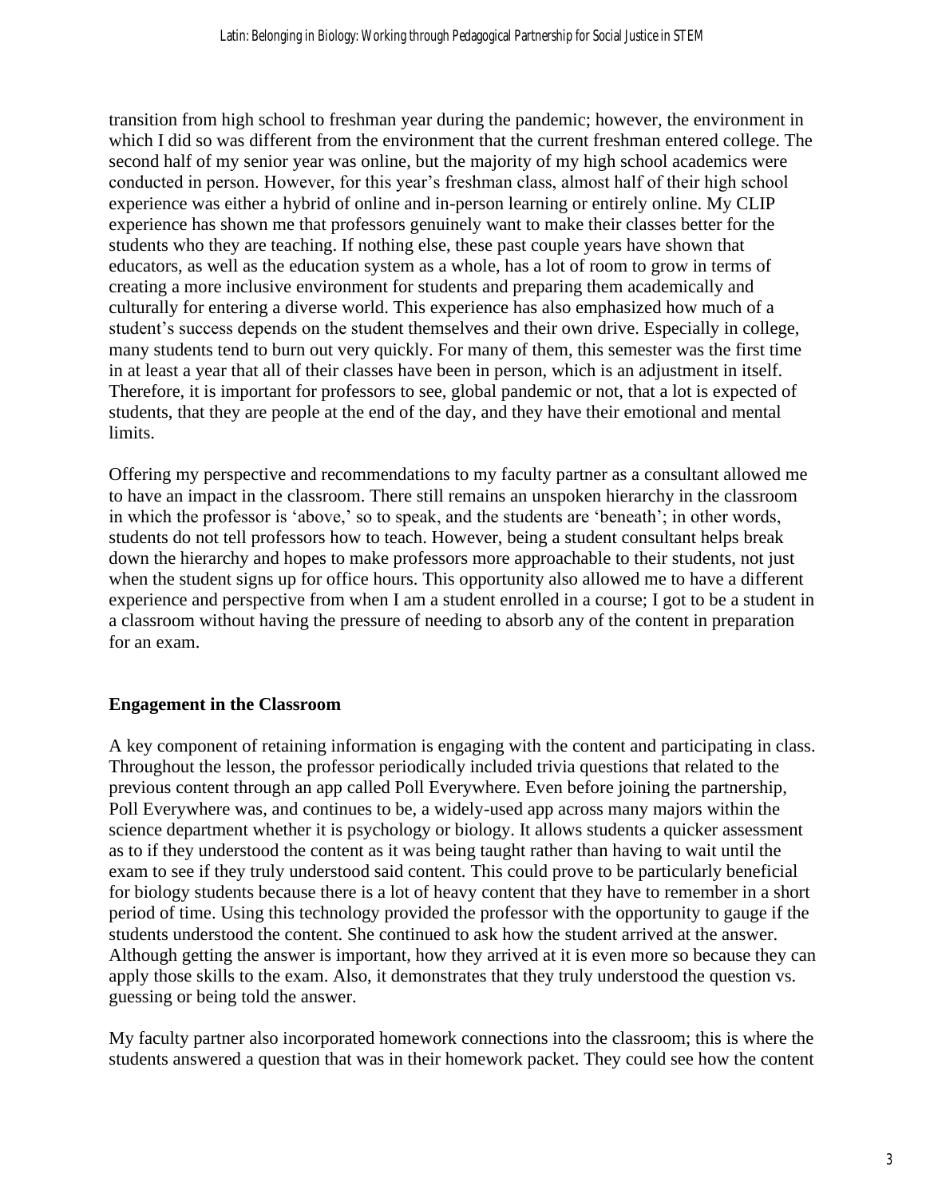transition from high school to freshman year during the pandemic; however, the environment in which I did so was different from the environment that the current freshman entered college. The second half of my senior year was online, but the majority of my high school academics were conducted in person. However, for this year's freshman class, almost half of their high school experience was either a hybrid of online and in-person learning or entirely online. My CLIP experience has shown me that professors genuinely want to make their classes better for the students who they are teaching. If nothing else, these past couple years have shown that educators, as well as the education system as a whole, has a lot of room to grow in terms of creating a more inclusive environment for students and preparing them academically and culturally for entering a diverse world. This experience has also emphasized how much of a student's success depends on the student themselves and their own drive. Especially in college, many students tend to burn out very quickly. For many of them, this semester was the first time in at least a year that all of their classes have been in person, which is an adjustment in itself. Therefore, it is important for professors to see, global pandemic or not, that a lot is expected of students, that they are people at the end of the day, and they have their emotional and mental limits.

Offering my perspective and recommendations to my faculty partner as a consultant allowed me to have an impact in the classroom. There still remains an unspoken hierarchy in the classroom in which the professor is 'above,' so to speak, and the students are 'beneath'; in other words, students do not tell professors how to teach. However, being a student consultant helps break down the hierarchy and hopes to make professors more approachable to their students, not just when the student signs up for office hours. This opportunity also allowed me to have a different experience and perspective from when I am a student enrolled in a course; I got to be a student in a classroom without having the pressure of needing to absorb any of the content in preparation for an exam.

## Engagement in the Classroom

A key component of retaining information is engaging with the content and participating in class. Throughout the lesson, the professor periodically included trivia questions that related to the previous content through an app called Poll Everywhere. Even before joining the partnership, Poll Everywhere was, and continues to be, a widely-used app across many majors within the science department whether it is psychology or biology. It allows students a quicker assessment as to if they understood the content as it was being taught rather than having to wait until the exam to see if they truly understood said content. This could prove to be particularly beneficial for biology students because there is a lot of heavy content that they have to remember in a short period of time. Using this technology provided the professor with the opportunity to gauge if the students understood the content. She continued to ask how the student arrived at the answer. Although getting the answer is important, how they arrived at it is even more so because they can apply those skills to the exam. Also, it demonstrates that they truly understood the question vs. guessing or being told the answer.

My faculty partner also incorporated homework connections into the classroom; this is where the students answered a question that was in their homework packet. They could see how the content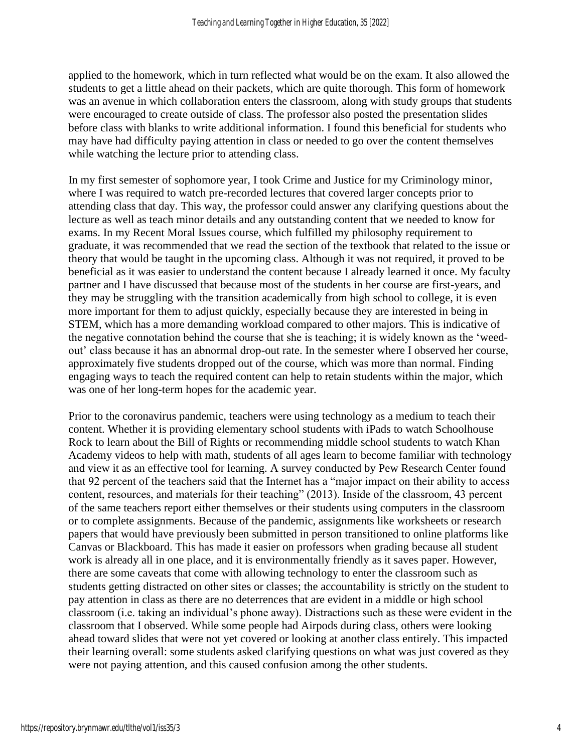applied to the homework, which in turn reflected what would be on the exam. It also allowed the students to get a little ahead on their packets, which are quite thorough. This form of homework was an avenue in which collaboration enters the classroom, along with study groups that students were encouraged to create outside of class. The professor also posted the presentation slides before class with blanks to write additional information. I found this beneficial for students who may have had difficulty paying attention in class or needed to go over the content themselves while watching the lecture prior to attending class.

In my first semester of sophomore year, I took Crime and Justice for my Criminology minor, where I was required to watch pre-recorded lectures that covered larger concepts prior to attending class that day. This way, the professor could answer any clarifying questions about the lecture as well as teach minor details and any outstanding content that we needed to know for exams. In my Recent Moral Issues course, which fulfilled my philosophy requirement to graduate, it was recommended that we read the section of the textbook that related to the issue or theory that would be taught in the upcoming class. Although it was not required, it proved to be beneficial as it was easier to understand the content because I already learned it once. My faculty partner and I have discussed that because most of the students in her course are first-years, and they may be struggling with the transition academically from high school to college, it is even more important for them to adjust quickly, especially because they are interested in being in STEM, which has a more demanding workload compared to other majors. This is indicative of the negative connotation behind the course that she is teaching; it is widely known as the 'weed-out' class because it has an abnormal drop-out rate. In the semester where I observed her course, approximately five students dropped out of the course, which was more than normal. Finding engaging ways to teach the required content can help to retain students within the major, which was one of her long-term hopes for the academic year.

Prior to the coronavirus pandemic, teachers were using technology as a medium to teach their content. Whether it is providing elementary school students with iPads to watch Schoolhouse Rock to learn about the Bill of Rights or recommending middle school students to watch Khan Academy videos to help with math, students of all ages learn to become familiar with technology and view it as an effective tool for learning. A survey conducted by Pew Research Center found that 92 percent of the teachers said that the Internet has a "major impact on their ability to access content, resources, and materials for their teaching" (2013). Inside of the classroom, 43 percent of the same teachers report either themselves or their students using computers in the classroom or to complete assignments. Because of the pandemic, assignments like worksheets or research papers that would have previously been submitted in person transitioned to online platforms like Canvas or Blackboard. This has made it easier on professors when grading because all student work is already all in one place, and it is environmentally friendly as it saves paper. However, there are some caveats that come with allowing technology to enter the classroom such as students getting distracted on other sites or classes; the accountability is strictly on the student to pay attention in class as there are no deterrences that are evident in a middle or high school classroom (i.e. taking an individual's phone away). Distractions such as these were evident in the classroom that I observed. While some people had Airpods during class, others were looking ahead toward slides that were not yet covered or looking at another class entirely. This impacted their learning overall: some students asked clarifying questions on what was just covered as they were not paying attention, and this caused confusion among the other students.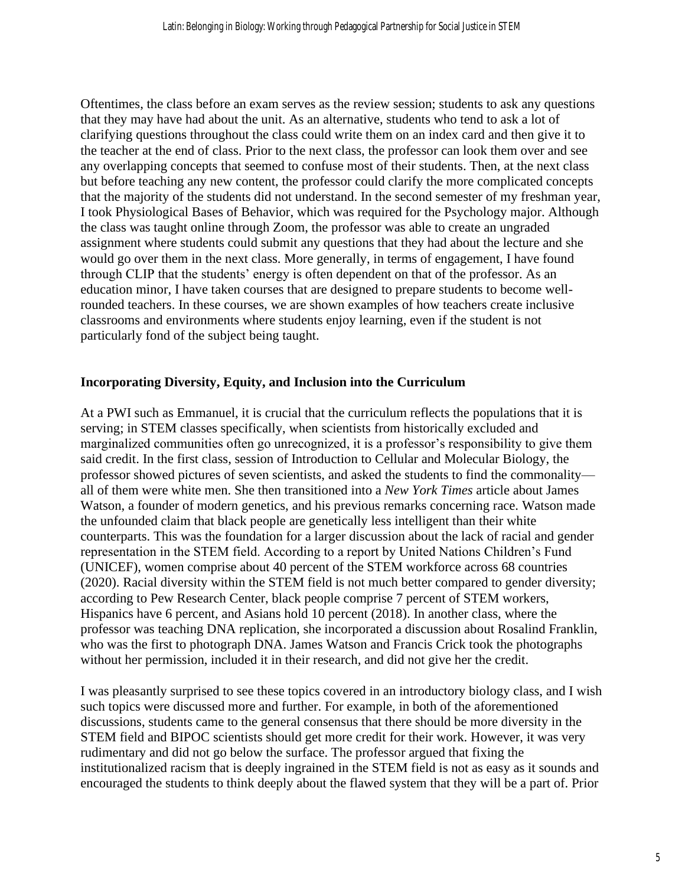Oftentimes, the class before an exam serves as the review session; students to ask any questions that they may have had about the unit. As an alternative, students who tend to ask a lot of clarifying questions throughout the class could write them on an index card and then give it to the teacher at the end of class. Prior to the next class, the professor can look them over and see any overlapping concepts that seemed to confuse most of their students. Then, at the next class but before teaching any new content, the professor could clarify the more complicated concepts that the majority of the students did not understand. In the second semester of my freshman year, I took Physiological Bases of Behavior, which was required for the Psychology major. Although the class was taught online through Zoom, the professor was able to create an ungraded assignment where students could submit any questions that they had about the lecture and she would go over them in the next class. More generally, in terms of engagement, I have found through CLIP that the students' energy is often dependent on that of the professor. As an education minor, I have taken courses that are designed to prepare students to become well-rounded teachers. In these courses, we are shown examples of how teachers create inclusive classrooms and environments where students enjoy learning, even if the student is not particularly fond of the subject being taught.

## Incorporating Diversity, Equity, and Inclusion into the Curriculum

At a PWI such as Emmanuel, it is crucial that the curriculum reflects the populations that it is serving; in STEM classes specifically, when scientists from historically excluded and marginalized communities often go unrecognized, it is a professor's responsibility to give them said credit. In the first class, session of Introduction to Cellular and Molecular Biology, the professor showed pictures of seven scientists, and asked the students to find the commonality—all of them were white men. She then transitioned into a *New York Times* article about James Watson, a founder of modern genetics, and his previous remarks concerning race. Watson made the unfounded claim that black people are genetically less intelligent than their white counterparts. This was the foundation for a larger discussion about the lack of racial and gender representation in the STEM field. According to a report by United Nations Children's Fund (UNICEF), women comprise about 40 percent of the STEM workforce across 68 countries (2020). Racial diversity within the STEM field is not much better compared to gender diversity; according to Pew Research Center, black people comprise 7 percent of STEM workers, Hispanics have 6 percent, and Asians hold 10 percent (2018). In another class, where the professor was teaching DNA replication, she incorporated a discussion about Rosalind Franklin, who was the first to photograph DNA. James Watson and Francis Crick took the photographs without her permission, included it in their research, and did not give her the credit.

I was pleasantly surprised to see these topics covered in an introductory biology class, and I wish such topics were discussed more and further. For example, in both of the aforementioned discussions, students came to the general consensus that there should be more diversity in the STEM field and BIPOC scientists should get more credit for their work. However, it was very rudimentary and did not go below the surface. The professor argued that fixing the institutionalized racism that is deeply ingrained in the STEM field is not as easy as it sounds and encouraged the students to think deeply about the flawed system that they will be a part of. Prior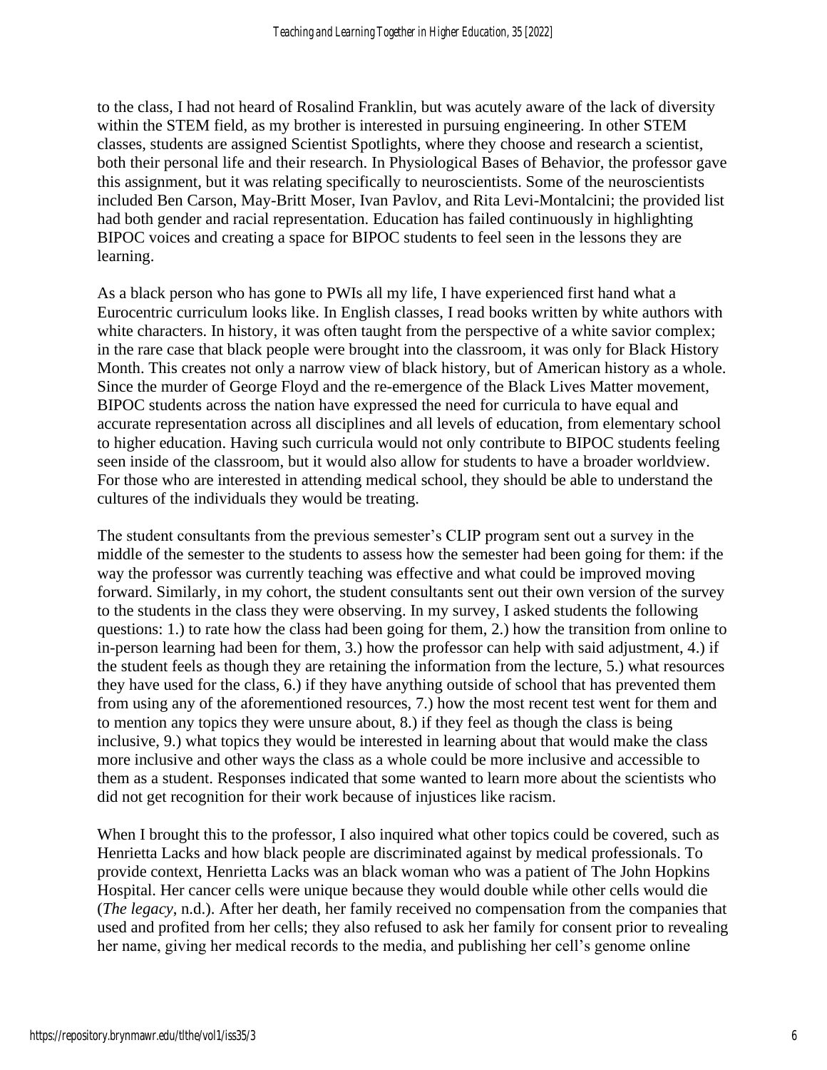to the class, I had not heard of Rosalind Franklin, but was acutely aware of the lack of diversity within the STEM field, as my brother is interested in pursuing engineering. In other STEM classes, students are assigned Scientist Spotlights, where they choose and research a scientist, both their personal life and their research. In Physiological Bases of Behavior, the professor gave this assignment, but it was relating specifically to neuroscientists. Some of the neuroscientists included Ben Carson, May-Britt Moser, Ivan Pavlov, and Rita Levi-Montalcini; the provided list had both gender and racial representation. Education has failed continuously in highlighting BIPOC voices and creating a space for BIPOC students to feel seen in the lessons they are learning.

As a black person who has gone to PWIs all my life, I have experienced first hand what a Eurocentric curriculum looks like. In English classes, I read books written by white authors with white characters. In history, it was often taught from the perspective of a white savior complex; in the rare case that black people were brought into the classroom, it was only for Black History Month. This creates not only a narrow view of black history, but of American history as a whole. Since the murder of George Floyd and the re-emergence of the Black Lives Matter movement, BIPOC students across the nation have expressed the need for curricula to have equal and accurate representation across all disciplines and all levels of education, from elementary school to higher education. Having such curricula would not only contribute to BIPOC students feeling seen inside of the classroom, but it would also allow for students to have a broader worldview. For those who are interested in attending medical school, they should be able to understand the cultures of the individuals they would be treating.

The student consultants from the previous semester's CLIP program sent out a survey in the middle of the semester to the students to assess how the semester had been going for them: if the way the professor was currently teaching was effective and what could be improved moving forward. Similarly, in my cohort, the student consultants sent out their own version of the survey to the students in the class they were observing. In my survey, I asked students the following questions: 1.) to rate how the class had been going for them, 2.) how the transition from online to in-person learning had been for them, 3.) how the professor can help with said adjustment, 4.) if the student feels as though they are retaining the information from the lecture, 5.) what resources they have used for the class, 6.) if they have anything outside of school that has prevented them from using any of the aforementioned resources, 7.) how the most recent test went for them and to mention any topics they were unsure about, 8.) if they feel as though the class is being inclusive, 9.) what topics they would be interested in learning about that would make the class more inclusive and other ways the class as a whole could be more inclusive and accessible to them as a student. Responses indicated that some wanted to learn more about the scientists who did not get recognition for their work because of injustices like racism.

When I brought this to the professor, I also inquired what other topics could be covered, such as Henrietta Lacks and how black people are discriminated against by medical professionals. To provide context, Henrietta Lacks was an black woman who was a patient of The John Hopkins Hospital. Her cancer cells were unique because they would double while other cells would die (*The legacy*, n.d.). After her death, her family received no compensation from the companies that used and profited from her cells; they also refused to ask her family for consent prior to revealing her name, giving her medical records to the media, and publishing her cell's genome online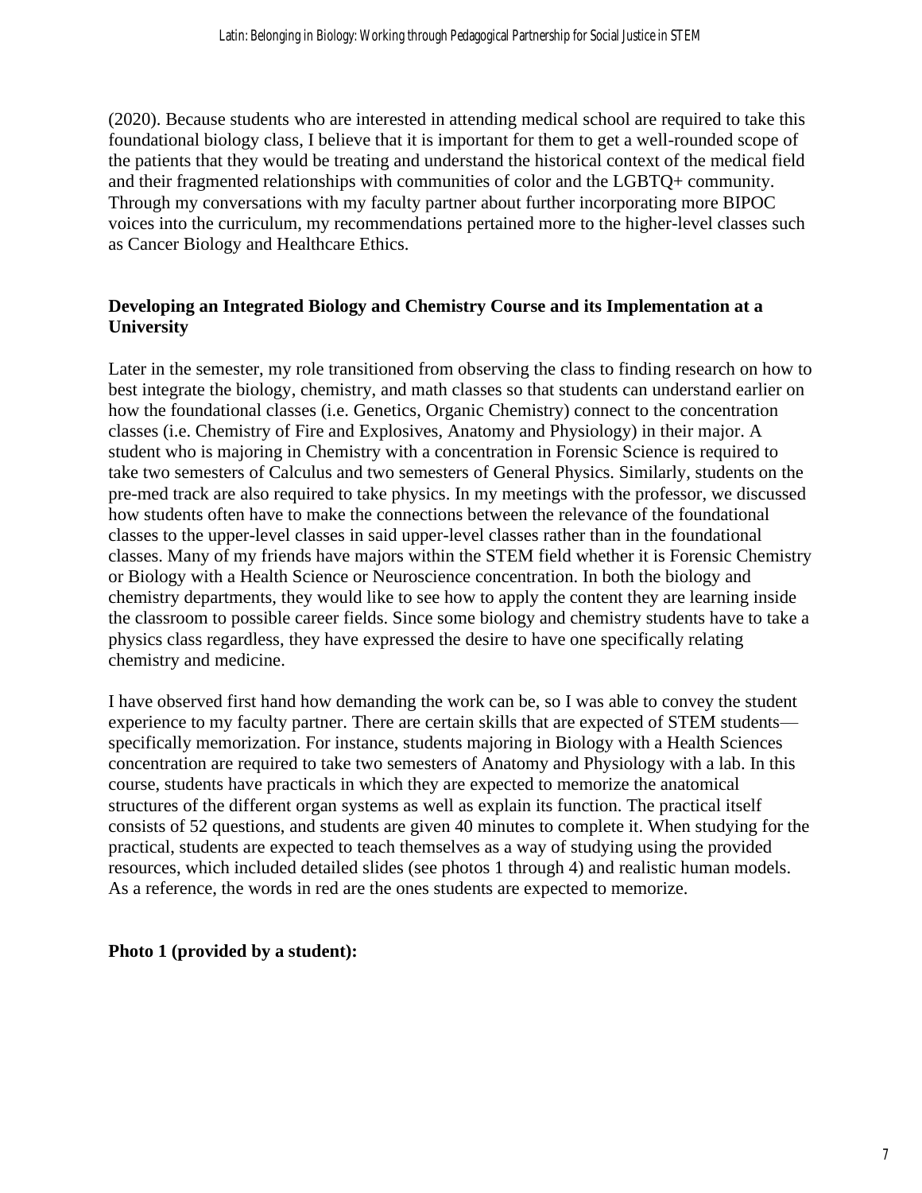(2020). Because students who are interested in attending medical school are required to take this foundational biology class, I believe that it is important for them to get a well-rounded scope of the patients that they would be treating and understand the historical context of the medical field and their fragmented relationships with communities of color and the LGBTQ+ community. Through my conversations with my faculty partner about further incorporating more BIPOC voices into the curriculum, my recommendations pertained more to the higher-level classes such as Cancer Biology and Healthcare Ethics.

**Developing an Integrated Biology and Chemistry Course and its Implementation at a University**

Later in the semester, my role transitioned from observing the class to finding research on how to best integrate the biology, chemistry, and math classes so that students can understand earlier on how the foundational classes (i.e. Genetics, Organic Chemistry) connect to the concentration classes (i.e. Chemistry of Fire and Explosives, Anatomy and Physiology) in their major. A student who is majoring in Chemistry with a concentration in Forensic Science is required to take two semesters of Calculus and two semesters of General Physics. Similarly, students on the pre-med track are also required to take physics. In my meetings with the professor, we discussed how students often have to make the connections between the relevance of the foundational classes to the upper-level classes in said upper-level classes rather than in the foundational classes. Many of my friends have majors within the STEM field whether it is Forensic Chemistry or Biology with a Health Science or Neuroscience concentration. In both the biology and chemistry departments, they would like to see how to apply the content they are learning inside the classroom to possible career fields. Since some biology and chemistry students have to take a physics class regardless, they have expressed the desire to have one specifically relating chemistry and medicine.

I have observed first hand how demanding the work can be, so I was able to convey the student experience to my faculty partner. There are certain skills that are expected of STEM students—specifically memorization. For instance, students majoring in Biology with a Health Sciences concentration are required to take two semesters of Anatomy and Physiology with a lab. In this course, students have practicals in which they are expected to memorize the anatomical structures of the different organ systems as well as explain its function. The practical itself consists of 52 questions, and students are given 40 minutes to complete it. When studying for the practical, students are expected to teach themselves as a way of studying using the provided resources, which included detailed slides (see photos 1 through 4) and realistic human models. As a reference, the words in red are the ones students are expected to memorize.

**Photo 1 (provided by a student):**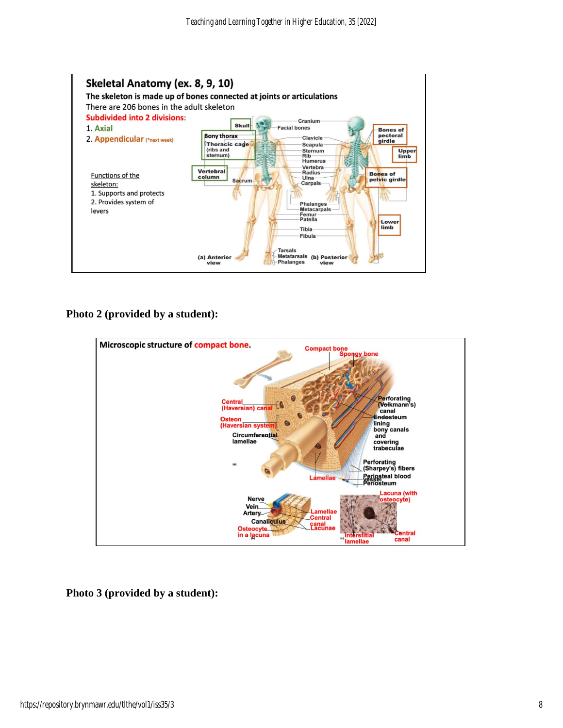**Skeletal Anatomy (ex. 8, 9, 10)**

**The skeleton is made up of bones connected at joints or articulations**

There are 206 bones in the adult skeleton

**Subdivided into 2 divisions**:

1. **Axial**
2. **Appendicular** (*next week)

Functions of the skeleton:

1. Supports and protects
2. Provides system of levers

**Photo 2 (provided by a student):**

**Microscopic structure of compact bone.**

**Photo 3 (provided by a student):**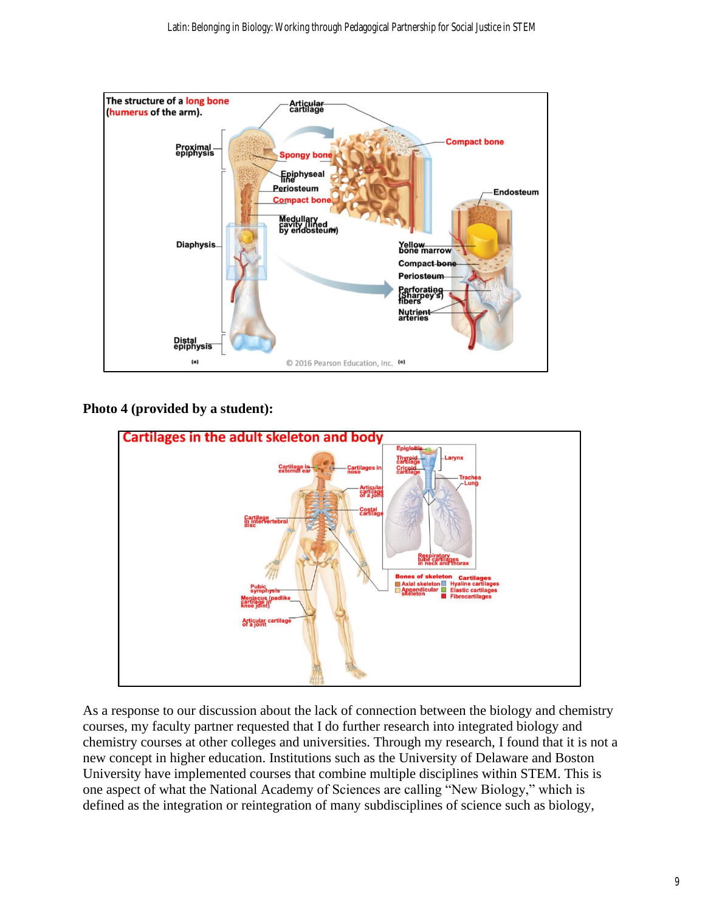**Photo 4 (provided by a student):**

As a response to our discussion about the lack of connection between the biology and chemistry courses, my faculty partner requested that I do further research into integrated biology and chemistry courses at other colleges and universities. Through my research, I found that it is not a new concept in higher education. Institutions such as the University of Delaware and Boston University have implemented courses that combine multiple disciplines within STEM. This is one aspect of what the National Academy of Sciences are calling "New Biology," which is defined as the integration or reintegration of many subdisciplines of science such as biology,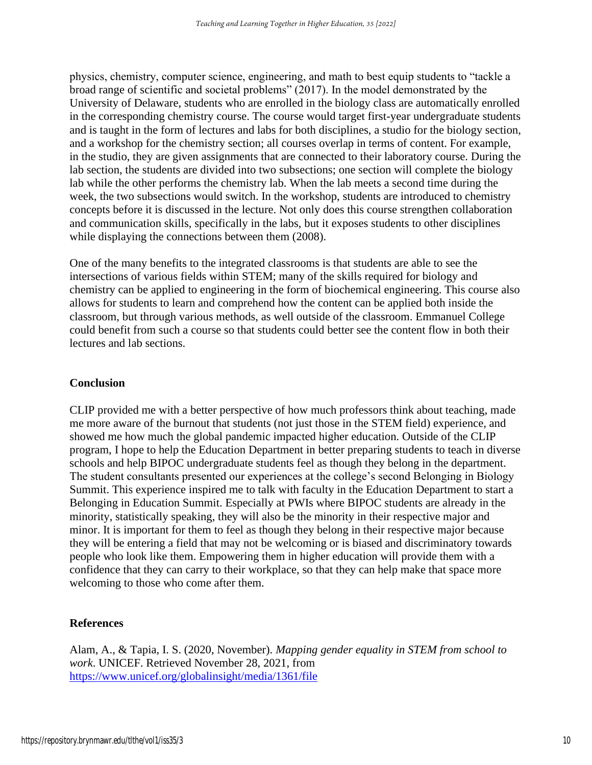physics, chemistry, computer science, engineering, and math to best equip students to "tackle a broad range of scientific and societal problems" (2017). In the model demonstrated by the University of Delaware, students who are enrolled in the biology class are automatically enrolled in the corresponding chemistry course. The course would target first-year undergraduate students and is taught in the form of lectures and labs for both disciplines, a studio for the biology section, and a workshop for the chemistry section; all courses overlap in terms of content. For example, in the studio, they are given assignments that are connected to their laboratory course. During the lab section, the students are divided into two subsections; one section will complete the biology lab while the other performs the chemistry lab. When the lab meets a second time during the week, the two subsections would switch. In the workshop, students are introduced to chemistry concepts before it is discussed in the lecture. Not only does this course strengthen collaboration and communication skills, specifically in the labs, but it exposes students to other disciplines while displaying the connections between them (2008).

One of the many benefits to the integrated classrooms is that students are able to see the intersections of various fields within STEM; many of the skills required for biology and chemistry can be applied to engineering in the form of biochemical engineering. This course also allows for students to learn and comprehend how the content can be applied both inside the classroom, but through various methods, as well outside of the classroom. Emmanuel College could benefit from such a course so that students could better see the content flow in both their lectures and lab sections.

## Conclusion

CLIP provided me with a better perspective of how much professors think about teaching, made me more aware of the burnout that students (not just those in the STEM field) experience, and showed me how much the global pandemic impacted higher education. Outside of the CLIP program, I hope to help the Education Department in better preparing students to teach in diverse schools and help BIPOC undergraduate students feel as though they belong in the department. The student consultants presented our experiences at the college's second Belonging in Biology Summit. This experience inspired me to talk with faculty in the Education Department to start a Belonging in Education Summit. Especially at PWIs where BIPOC students are already in the minority, statistically speaking, they will also be the minority in their respective major and minor. It is important for them to feel as though they belong in their respective major because they will be entering a field that may not be welcoming or is biased and discriminatory towards people who look like them. Empowering them in higher education will provide them with a confidence that they can carry to their workplace, so that they can help make that space more welcoming to those who come after them.

## References

Alam, A., & Tapia, I. S. (2020, November). *Mapping gender equality in STEM from school to work*. UNICEF. Retrieved November 28, 2021, from https://www.unicef.org/globalinsight/media/1361/file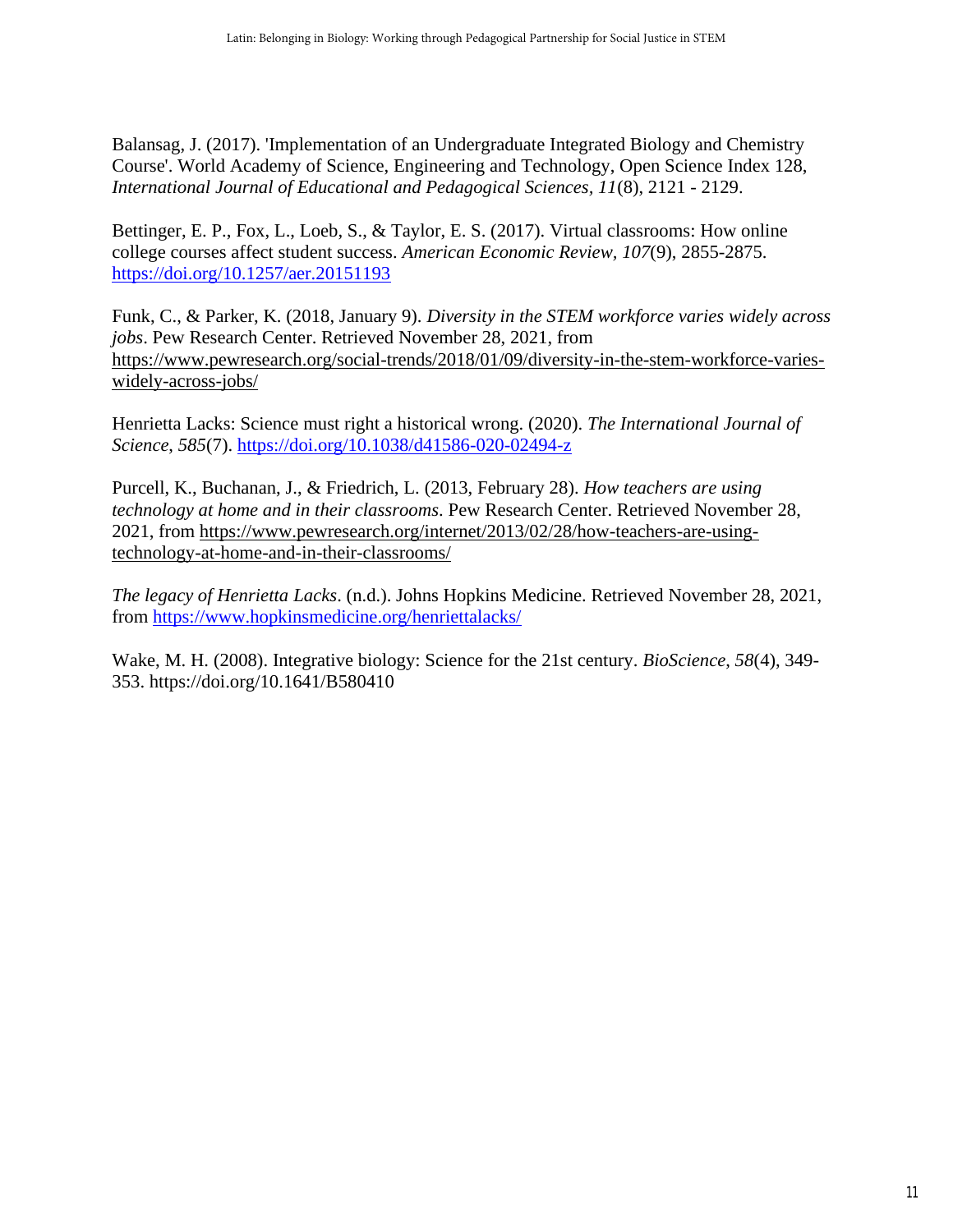Balansag, J. (2017). 'Implementation of an Undergraduate Integrated Biology and Chemistry Course'. World Academy of Science, Engineering and Technology, Open Science Index 128, *International Journal of Educational and Pedagogical Sciences*, *11*(8), 2121 - 2129.

Bettinger, E. P., Fox, L., Loeb, S., & Taylor, E. S. (2017). Virtual classrooms: How online college courses affect student success. *American Economic Review*, *107*(9), 2855-2875. https://doi.org/10.1257/aer.20151193

Funk, C., & Parker, K. (2018, January 9). *Diversity in the STEM workforce varies widely across jobs*. Pew Research Center. Retrieved November 28, 2021, from https://www.pewresearch.org/social-trends/2018/01/09/diversity-in-the-stem-workforce-varies-widely-across-jobs/

Henrietta Lacks: Science must right a historical wrong. (2020). *The International Journal of Science*, *585*(7). https://doi.org/10.1038/d41586-020-02494-z

Purcell, K., Buchanan, J., & Friedrich, L. (2013, February 28). *How teachers are using technology at home and in their classrooms*. Pew Research Center. Retrieved November 28, 2021, from https://www.pewresearch.org/internet/2013/02/28/how-teachers-are-using-technology-at-home-and-in-their-classrooms/

*The legacy of Henrietta Lacks*. (n.d.). Johns Hopkins Medicine. Retrieved November 28, 2021, from https://www.hopkinsmedicine.org/henriettalacks/

Wake, M. H. (2008). Integrative biology: Science for the 21st century. *BioScience*, *58*(4), 349-353. https://doi.org/10.1641/B580410